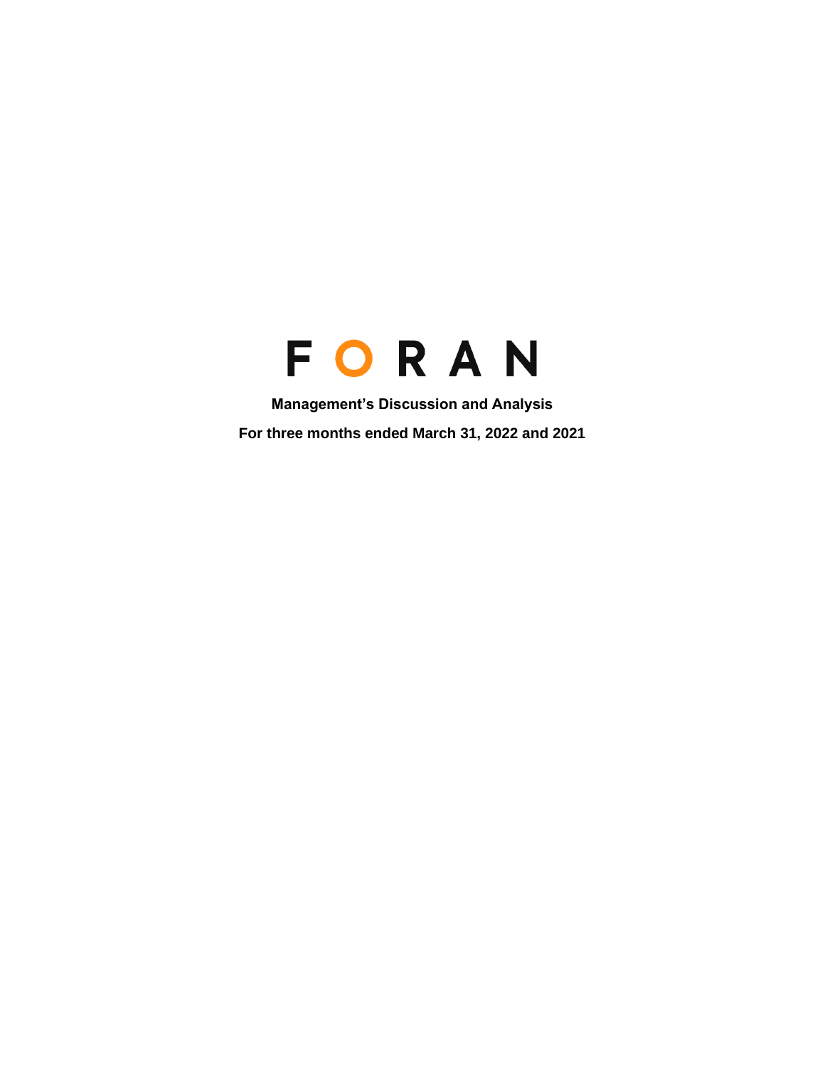# FORAN

**Management's Discussion and Analysis**

**For three months ended March 31, 2022 and 2021**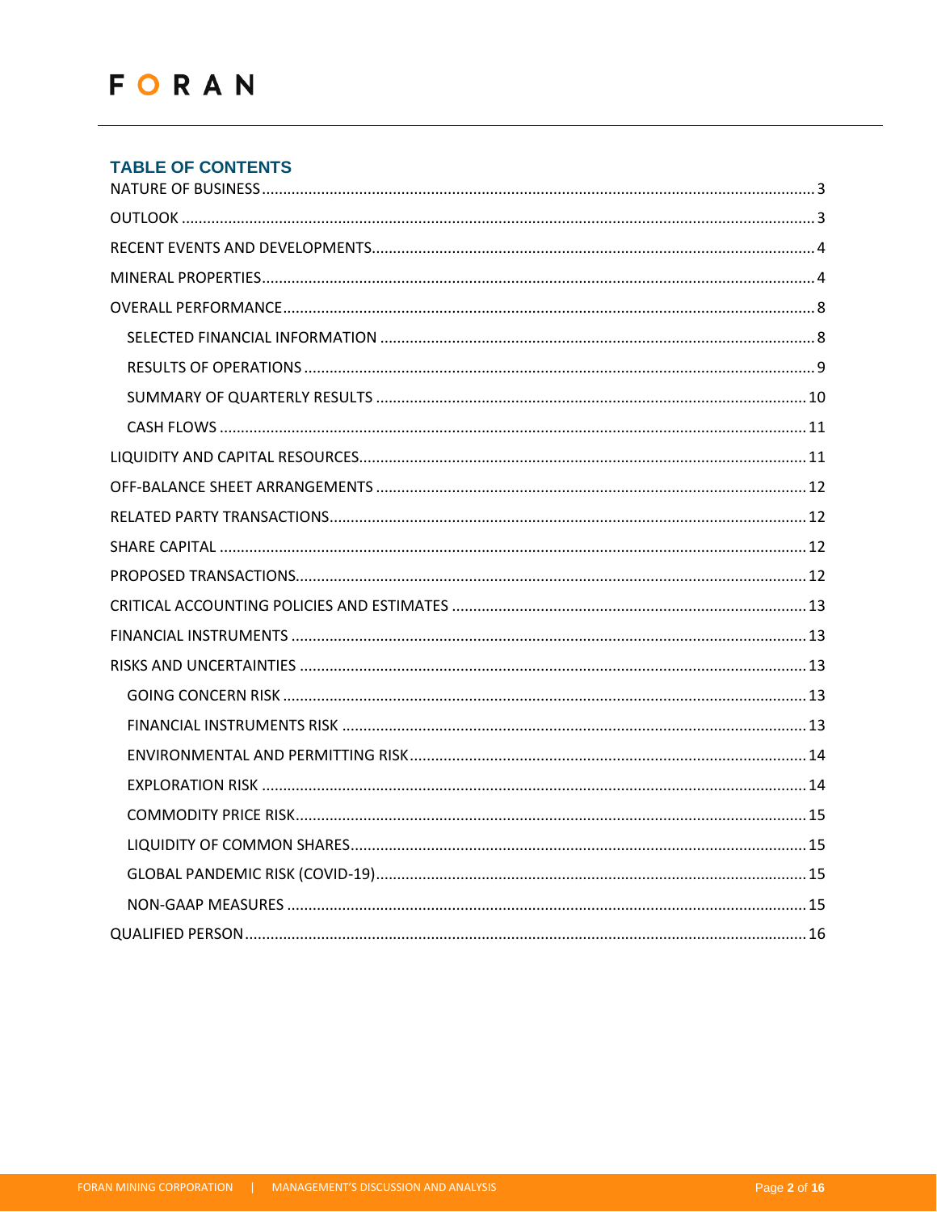## TABLE OF CONTENTS

NATURE OF BUSINESS .......... 3

OUTLOOK .......... 3

RECENT EVENTS AND DEVELOPMENTS .......... 4

MINERAL PROPERTIES .......... 4

OVERALL PERFORMANCE .......... 8

- SELECTED FINANCIAL INFORMATION .......... 8
- RESULTS OF OPERATIONS .......... 9
- SUMMARY OF QUARTERLY RESULTS .......... 10
- CASH FLOWS .......... 11

LIQUIDITY AND CAPITAL RESOURCES .......... 11

OFF-BALANCE SHEET ARRANGEMENTS .......... 12

RELATED PARTY TRANSACTIONS .......... 12

SHARE CAPITAL .......... 12

PROPOSED TRANSACTIONS .......... 12

CRITICAL ACCOUNTING POLICIES AND ESTIMATES .......... 13

FINANCIAL INSTRUMENTS .......... 13

RISKS AND UNCERTAINTIES .......... 13

- GOING CONCERN RISK .......... 13
- FINANCIAL INSTRUMENTS RISK .......... 13
- ENVIRONMENTAL AND PERMITTING RISK .......... 14
- EXPLORATION RISK .......... 14
- COMMODITY PRICE RISK .......... 15
- LIQUIDITY OF COMMON SHARES .......... 15
- GLOBAL PANDEMIC RISK (COVID-19) .......... 15
- NON-GAAP MEASURES .......... 15

QUALIFIED PERSON .......... 16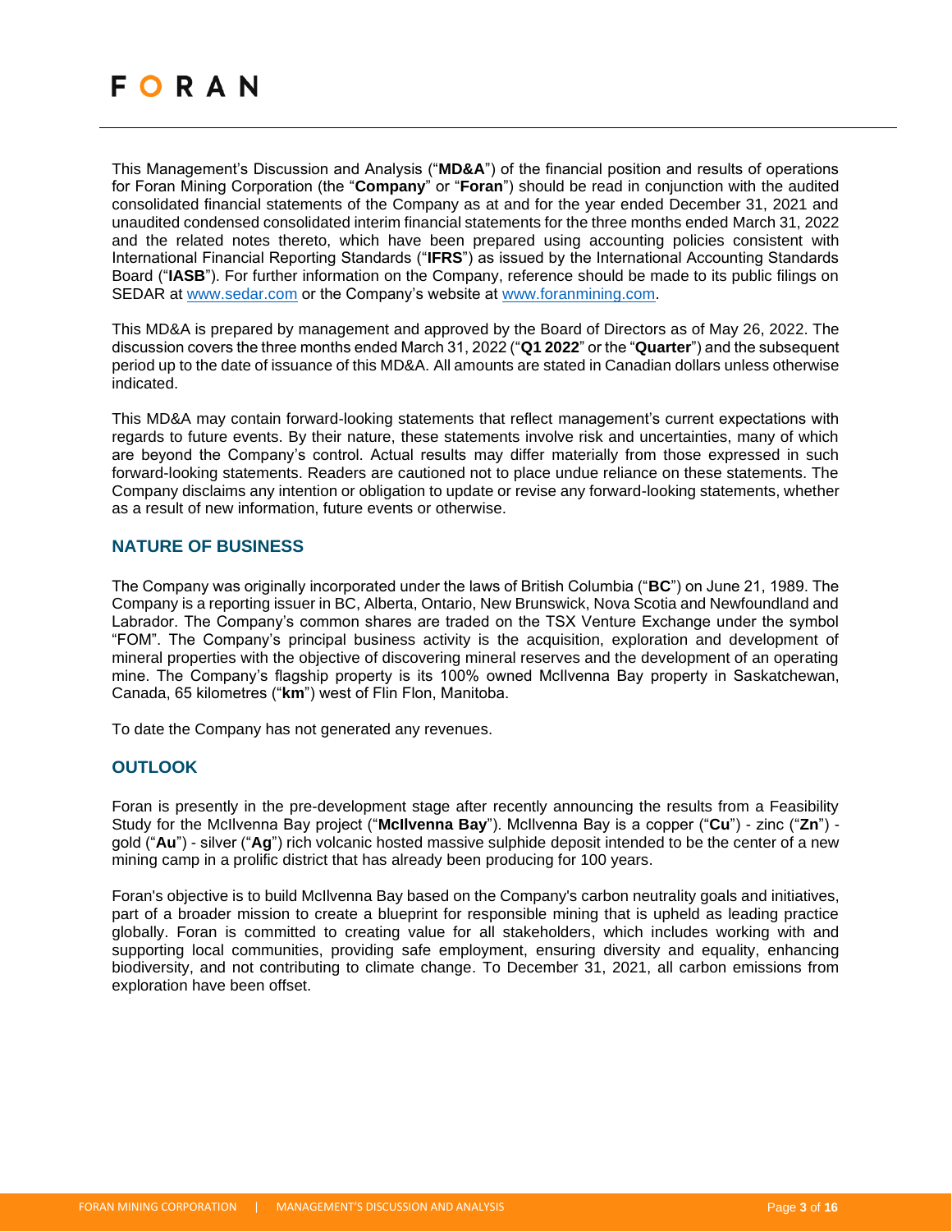This Management's Discussion and Analysis ("**MD&A**") of the financial position and results of operations for Foran Mining Corporation (the "**Company**" or "**Foran**") should be read in conjunction with the audited consolidated financial statements of the Company as at and for the year ended December 31, 2021 and unaudited condensed consolidated interim financial statements for the three months ended March 31, 2022 and the related notes thereto, which have been prepared using accounting policies consistent with International Financial Reporting Standards ("**IFRS**") as issued by the International Accounting Standards Board ("**IASB**"). For further information on the Company, reference should be made to its public filings on SEDAR at www.sedar.com or the Company's website at www.foranmining.com.

This MD&A is prepared by management and approved by the Board of Directors as of May 26, 2022. The discussion covers the three months ended March 31, 2022 ("**Q1 2022**" or the "**Quarter**") and the subsequent period up to the date of issuance of this MD&A. All amounts are stated in Canadian dollars unless otherwise indicated.

This MD&A may contain forward-looking statements that reflect management's current expectations with regards to future events. By their nature, these statements involve risk and uncertainties, many of which are beyond the Company's control. Actual results may differ materially from those expressed in such forward-looking statements. Readers are cautioned not to place undue reliance on these statements. The Company disclaims any intention or obligation to update or revise any forward-looking statements, whether as a result of new information, future events or otherwise.

## NATURE OF BUSINESS

The Company was originally incorporated under the laws of British Columbia ("**BC**") on June 21, 1989. The Company is a reporting issuer in BC, Alberta, Ontario, New Brunswick, Nova Scotia and Newfoundland and Labrador. The Company's common shares are traded on the TSX Venture Exchange under the symbol "FOM". The Company's principal business activity is the acquisition, exploration and development of mineral properties with the objective of discovering mineral reserves and the development of an operating mine. The Company's flagship property is its 100% owned McIlvenna Bay property in Saskatchewan, Canada, 65 kilometres ("**km**") west of Flin Flon, Manitoba.

To date the Company has not generated any revenues.

## OUTLOOK

Foran is presently in the pre-development stage after recently announcing the results from a Feasibility Study for the McIlvenna Bay project ("**McIlvenna Bay**"). McIlvenna Bay is a copper ("**Cu**") - zinc ("**Zn**") - gold ("**Au**") - silver ("**Ag**") rich volcanic hosted massive sulphide deposit intended to be the center of a new mining camp in a prolific district that has already been producing for 100 years.

Foran's objective is to build McIlvenna Bay based on the Company's carbon neutrality goals and initiatives, part of a broader mission to create a blueprint for responsible mining that is upheld as leading practice globally. Foran is committed to creating value for all stakeholders, which includes working with and supporting local communities, providing safe employment, ensuring diversity and equality, enhancing biodiversity, and not contributing to climate change. To December 31, 2021, all carbon emissions from exploration have been offset.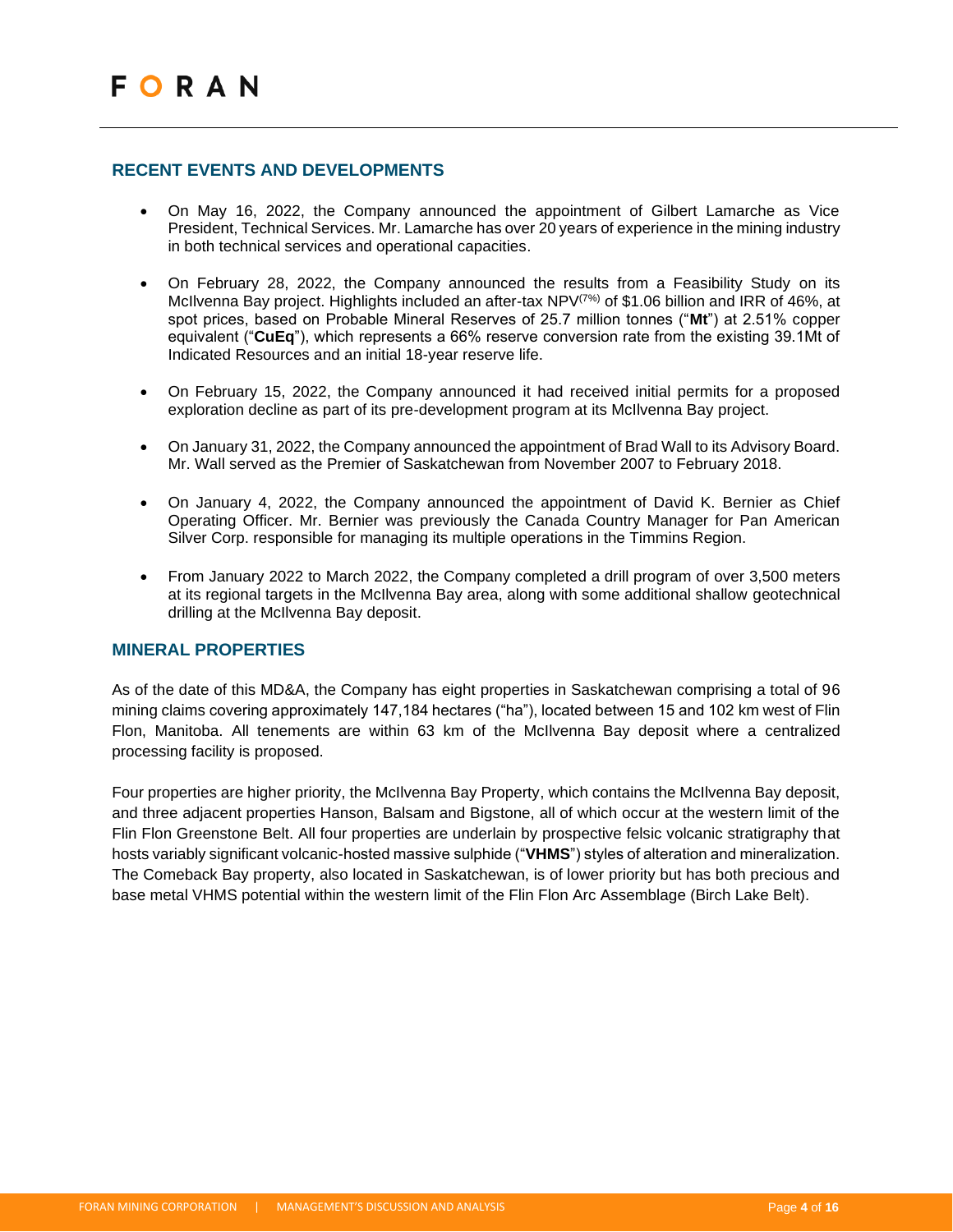## RECENT EVENTS AND DEVELOPMENTS

- On May 16, 2022, the Company announced the appointment of Gilbert Lamarche as Vice President, Technical Services. Mr. Lamarche has over 20 years of experience in the mining industry in both technical services and operational capacities.
- On February 28, 2022, the Company announced the results from a Feasibility Study on its McIlvenna Bay project. Highlights included an after-tax NPV(7%) of $1.06 billion and IRR of 46%, at spot prices, based on Probable Mineral Reserves of 25.7 million tonnes ("**Mt**") at 2.51% copper equivalent ("**CuEq**"), which represents a 66% reserve conversion rate from the existing 39.1Mt of Indicated Resources and an initial 18-year reserve life.
- On February 15, 2022, the Company announced it had received initial permits for a proposed exploration decline as part of its pre-development program at its McIlvenna Bay project.
- On January 31, 2022, the Company announced the appointment of Brad Wall to its Advisory Board. Mr. Wall served as the Premier of Saskatchewan from November 2007 to February 2018.
- On January 4, 2022, the Company announced the appointment of David K. Bernier as Chief Operating Officer. Mr. Bernier was previously the Canada Country Manager for Pan American Silver Corp. responsible for managing its multiple operations in the Timmins Region.
- From January 2022 to March 2022, the Company completed a drill program of over 3,500 meters at its regional targets in the McIlvenna Bay area, along with some additional shallow geotechnical drilling at the McIlvenna Bay deposit.

## MINERAL PROPERTIES

As of the date of this MD&A, the Company has eight properties in Saskatchewan comprising a total of 96 mining claims covering approximately 147,184 hectares ("ha"), located between 15 and 102 km west of Flin Flon, Manitoba. All tenements are within 63 km of the McIlvenna Bay deposit where a centralized processing facility is proposed.

Four properties are higher priority, the McIlvenna Bay Property, which contains the McIlvenna Bay deposit, and three adjacent properties Hanson, Balsam and Bigstone, all of which occur at the western limit of the Flin Flon Greenstone Belt. All four properties are underlain by prospective felsic volcanic stratigraphy that hosts variably significant volcanic-hosted massive sulphide ("**VHMS**") styles of alteration and mineralization. The Comeback Bay property, also located in Saskatchewan, is of lower priority but has both precious and base metal VHMS potential within the western limit of the Flin Flon Arc Assemblage (Birch Lake Belt).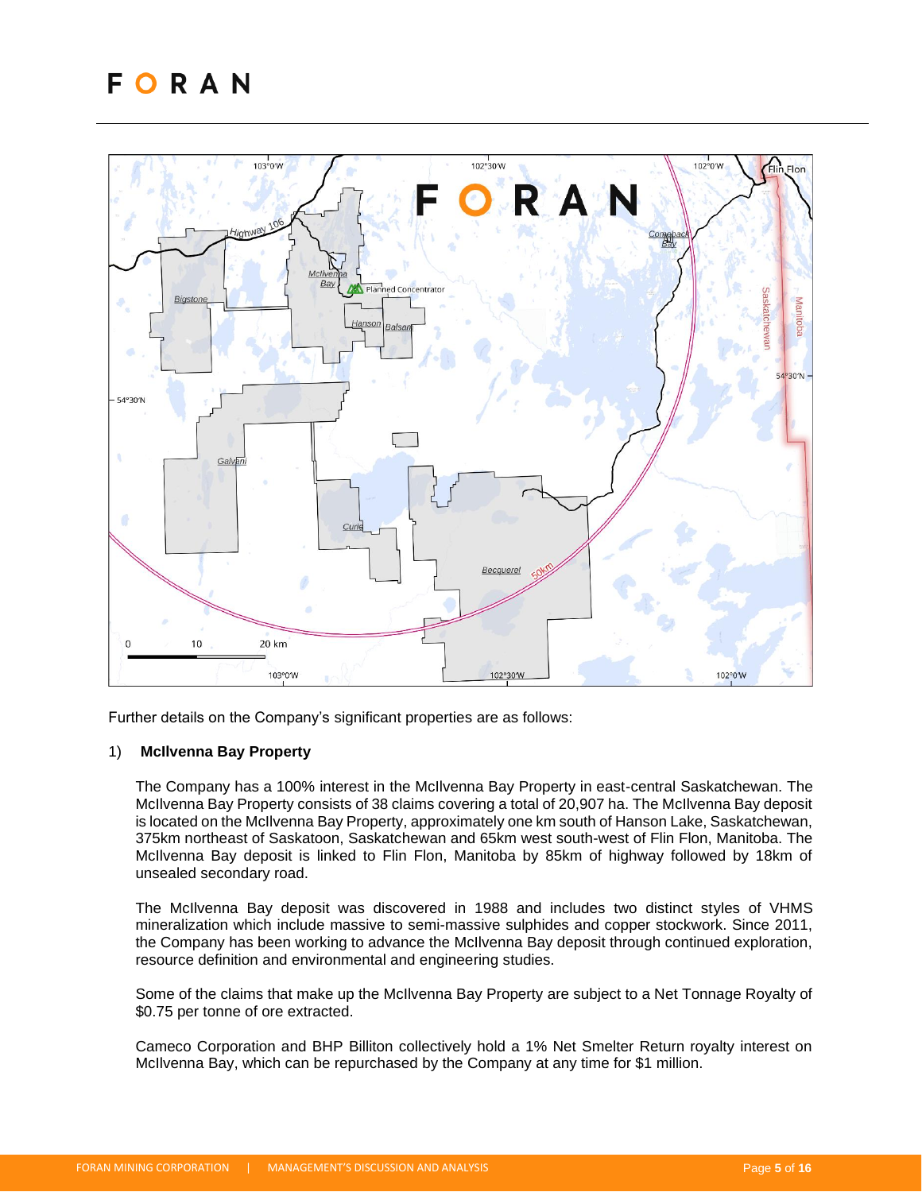Further details on the Company's significant properties are as follows:

1) **McIlvenna Bay Property**

The Company has a 100% interest in the McIlvenna Bay Property in east-central Saskatchewan. The McIlvenna Bay Property consists of 38 claims covering a total of 20,907 ha. The McIlvenna Bay deposit is located on the McIlvenna Bay Property, approximately one km south of Hanson Lake, Saskatchewan, 375km northeast of Saskatoon, Saskatchewan and 65km west south-west of Flin Flon, Manitoba. The McIlvenna Bay deposit is linked to Flin Flon, Manitoba by 85km of highway followed by 18km of unsealed secondary road.

The McIlvenna Bay deposit was discovered in 1988 and includes two distinct styles of VHMS mineralization which include massive to semi-massive sulphides and copper stockwork. Since 2011, the Company has been working to advance the McIlvenna Bay deposit through continued exploration, resource definition and environmental and engineering studies.

Some of the claims that make up the McIlvenna Bay Property are subject to a Net Tonnage Royalty of $0.75 per tonne of ore extracted.

Cameco Corporation and BHP Billiton collectively hold a 1% Net Smelter Return royalty interest on McIlvenna Bay, which can be repurchased by the Company at any time for $1 million.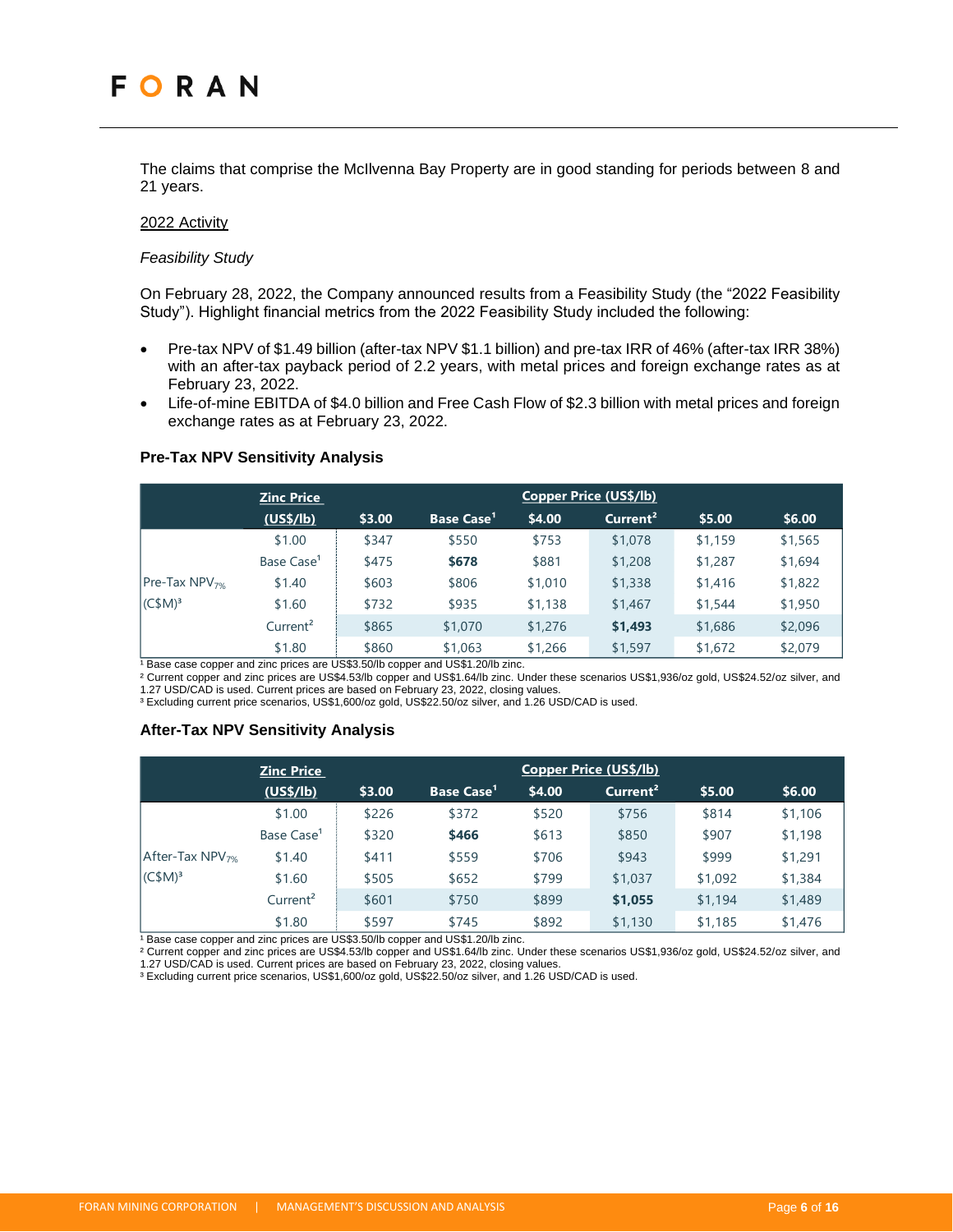The claims that comprise the McIlvenna Bay Property are in good standing for periods between 8 and 21 years.

2022 Activity

*Feasibility Study*

On February 28, 2022, the Company announced results from a Feasibility Study (the "2022 Feasibility Study"). Highlight financial metrics from the 2022 Feasibility Study included the following:

- Pre-tax NPV of $1.49 billion (after-tax NPV $1.1 billion) and pre-tax IRR of 46% (after-tax IRR 38%) with an after-tax payback period of 2.2 years, with metal prices and foreign exchange rates as at February 23, 2022.
- Life-of-mine EBITDA of $4.0 billion and Free Cash Flow of $2.3 billion with metal prices and foreign exchange rates as at February 23, 2022.

### Pre-Tax NPV Sensitivity Analysis

| | Zinc Price (US$/lb) | Copper Price (US$/lb) | | | | | |
|---|---|---|---|---|---|---|---|
| | | $3.00 | Base Case[1] | $4.00 | Current[2] | $5.00 | $6.00 |
| Pre-Tax $NPV_{7\%}$ (C$M)[3] | $1.00 | $347 | $550 | $753 | $1,078 | $1,159 | $1,565 |
| | Base Case[1] | $475 | **$678** | $881 | $1,208 | $1,287 | $1,694 |
| | $1.40 | $603 | $806 | $1,010 | $1,338 | $1,416 | $1,822 |
| | $1.60 | $732 | $935 | $1,138 | $1,467 | $1,544 | $1,950 |
| | Current[2] | $865 | $1,070 | $1,276 | **$1,493** | $1,686 | $2,096 |
| | $1.80 | $860 | $1,063 | $1,266 | $1,597 | $1,672 | $2,079 |

[1] Base case copper and zinc prices are US$3.50/lb copper and US$1.20/lb zinc.
[2] Current copper and zinc prices are US$4.53/lb copper and US$1.64/lb zinc. Under these scenarios US$1,936/oz gold, US$24.52/oz silver, and 1.27 USD/CAD is used. Current prices are based on February 23, 2022, closing values.
[3] Excluding current price scenarios, US$1,600/oz gold, US$22.50/oz silver, and 1.26 USD/CAD is used.

### After-Tax NPV Sensitivity Analysis

| | Zinc Price (US$/lb) | Copper Price (US$/lb) | | | | | |
|---|---|---|---|---|---|---|---|
| | | $3.00 | Base Case[1] | $4.00 | Current[2] | $5.00 | $6.00 |
| After-Tax $NPV_{7\%}$ (C$M)[3] | $1.00 | $226 | $372 | $520 | $756 | $814 | $1,106 |
| | Base Case[1] | $320 | **$466** | $613 | $850 | $907 | $1,198 |
| | $1.40 | $411 | $559 | $706 | $943 | $999 | $1,291 |
| | $1.60 | $505 | $652 | $799 | $1,037 | $1,092 | $1,384 |
| | Current[2] | $601 | $750 | $899 | **$1,055** | $1,194 | $1,489 |
| | $1.80 | $597 | $745 | $892 | $1,130 | $1,185 | $1,476 |

[1] Base case copper and zinc prices are US$3.50/lb copper and US$1.20/lb zinc.
[2] Current copper and zinc prices are US$4.53/lb copper and US$1.64/lb zinc. Under these scenarios US$1,936/oz gold, US$24.52/oz silver, and 1.27 USD/CAD is used. Current prices are based on February 23, 2022, closing values.
[3] Excluding current price scenarios, US$1,600/oz gold, US$22.50/oz silver, and 1.26 USD/CAD is used.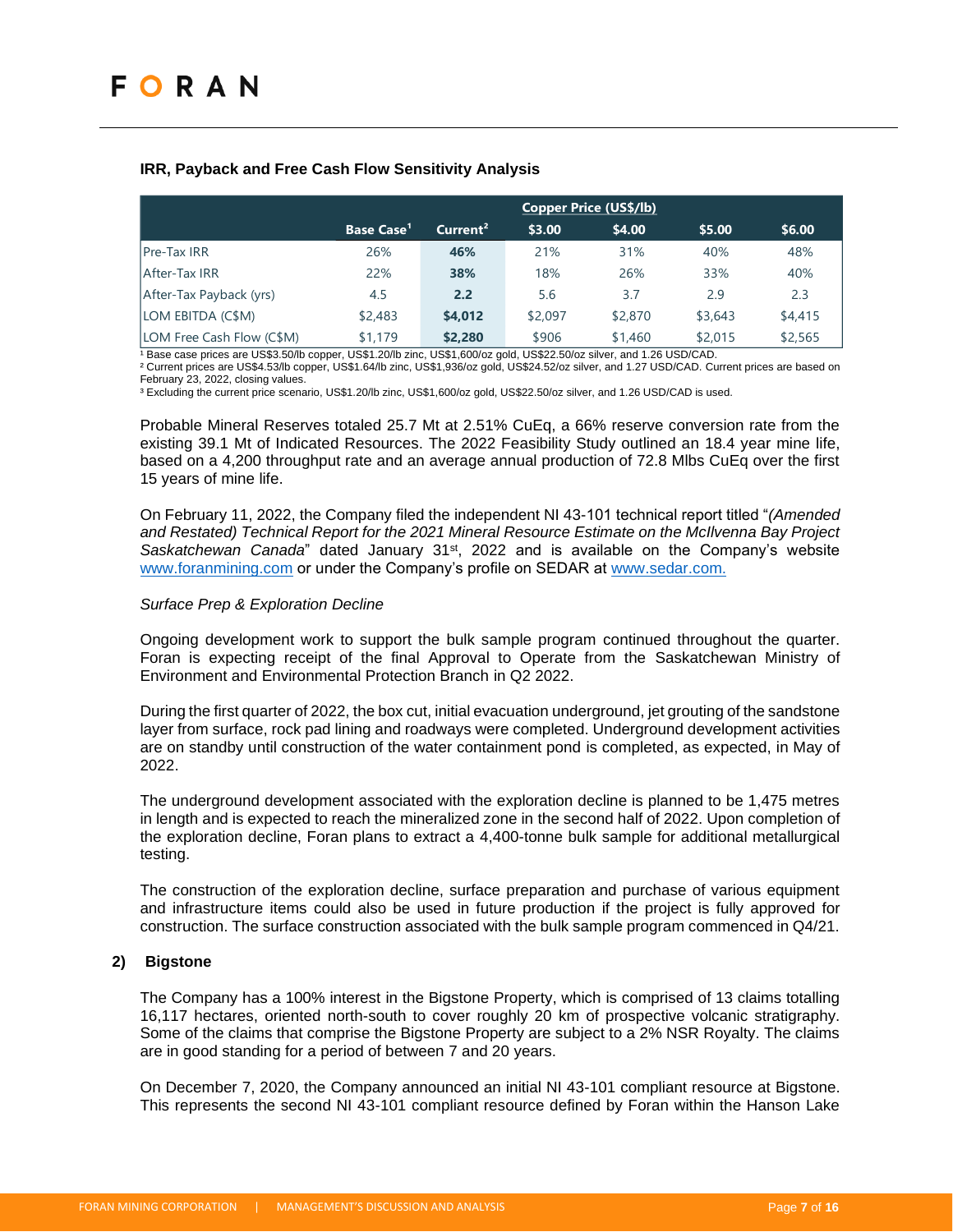### IRR, Payback and Free Cash Flow Sensitivity Analysis

| | | | Copper Price (US$/lb) | | | |
|---|---|---|---|---|---|---|
| | Base Case[1] | Current[2] | $3.00 | $4.00 | $5.00 | $6.00 |
| Pre-Tax IRR | 26% | **46%** | 21% | 31% | 40% | 48% |
| After-Tax IRR | 22% | **38%** | 18% | 26% | 33% | 40% |
| After-Tax Payback (yrs) | 4.5 | **2.2** | 5.6 | 3.7 | 2.9 | 2.3 |
| LOM EBITDA (C$M) | $2,483 | **$4,012** | $2,097 | $2,870 | $3,643 | $4,415 |
| LOM Free Cash Flow (C$M) | $1,179 | **$2,280** | $906 | $1,460 | $2,015 | $2,565 |

[1] Base case prices are US$3.50/lb copper, US$1.20/lb zinc, US$1,600/oz gold, US$22.50/oz silver, and 1.26 USD/CAD.
[2] Current prices are US$4.53/lb copper, US$1.64/lb zinc, US$1,936/oz gold, US$24.52/oz silver, and 1.27 USD/CAD. Current prices are based on February 23, 2022, closing values.
[3] Excluding the current price scenario, US$1.20/lb zinc, US$1,600/oz gold, US$22.50/oz silver, and 1.26 USD/CAD is used.

Probable Mineral Reserves totaled 25.7 Mt at 2.51% CuEq, a 66% reserve conversion rate from the existing 39.1 Mt of Indicated Resources. The 2022 Feasibility Study outlined an 18.4 year mine life, based on a 4,200 throughput rate and an average annual production of 72.8 Mlbs CuEq over the first 15 years of mine life.

On February 11, 2022, the Company filed the independent NI 43-101 technical report titled "*(Amended and Restated) Technical Report for the 2021 Mineral Resource Estimate on the McIlvenna Bay Project Saskatchewan Canada*" dated January 31st, 2022 and is available on the Company's website www.foranmining.com or under the Company's profile on SEDAR at www.sedar.com.

*Surface Prep & Exploration Decline*

Ongoing development work to support the bulk sample program continued throughout the quarter. Foran is expecting receipt of the final Approval to Operate from the Saskatchewan Ministry of Environment and Environmental Protection Branch in Q2 2022.

During the first quarter of 2022, the box cut, initial evacuation underground, jet grouting of the sandstone layer from surface, rock pad lining and roadways were completed. Underground development activities are on standby until construction of the water containment pond is completed, as expected, in May of 2022.

The underground development associated with the exploration decline is planned to be 1,475 metres in length and is expected to reach the mineralized zone in the second half of 2022. Upon completion of the exploration decline, Foran plans to extract a 4,400-tonne bulk sample for additional metallurgical testing.

The construction of the exploration decline, surface preparation and purchase of various equipment and infrastructure items could also be used in future production if the project is fully approved for construction. The surface construction associated with the bulk sample program commenced in Q4/21.

### 2) Bigstone

The Company has a 100% interest in the Bigstone Property, which is comprised of 13 claims totalling 16,117 hectares, oriented north-south to cover roughly 20 km of prospective volcanic stratigraphy. Some of the claims that comprise the Bigstone Property are subject to a 2% NSR Royalty. The claims are in good standing for a period of between 7 and 20 years.

On December 7, 2020, the Company announced an initial NI 43-101 compliant resource at Bigstone. This represents the second NI 43-101 compliant resource defined by Foran within the Hanson Lake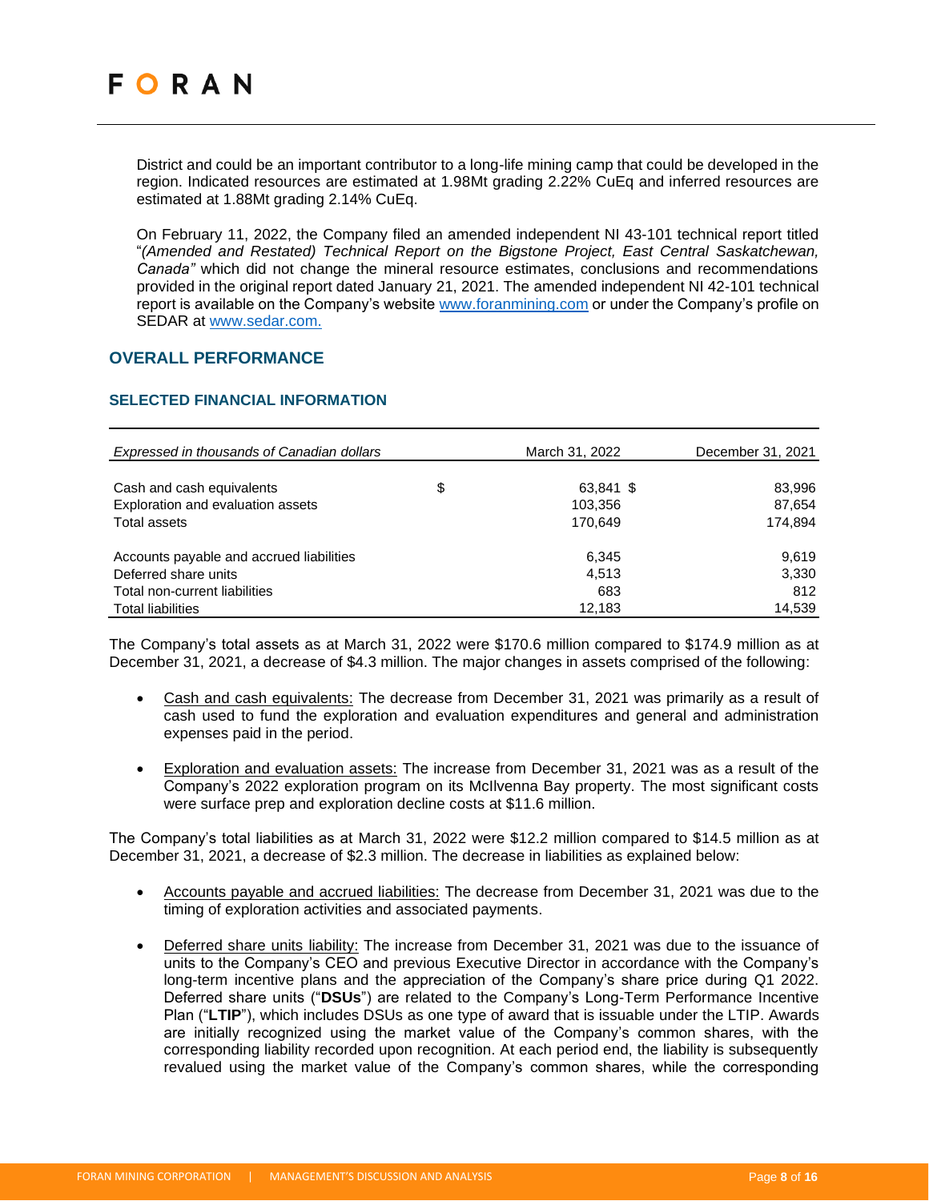District and could be an important contributor to a long-life mining camp that could be developed in the region. Indicated resources are estimated at 1.98Mt grading 2.22% CuEq and inferred resources are estimated at 1.88Mt grading 2.14% CuEq.

On February 11, 2022, the Company filed an amended independent NI 43-101 technical report titled "*(Amended and Restated) Technical Report on the Bigstone Project, East Central Saskatchewan, Canada"* which did not change the mineral resource estimates, conclusions and recommendations provided in the original report dated January 21, 2021. The amended independent NI 42-101 technical report is available on the Company's website www.foranmining.com or under the Company's profile on SEDAR at www.sedar.com.

## OVERALL PERFORMANCE

### SELECTED FINANCIAL INFORMATION

| *Expressed in thousands of Canadian dollars* | | March 31, 2022 | December 31, 2021 |
|---|---|---|---|
| Cash and cash equivalents | $ | 63,841 $ | 83,996 |
| Exploration and evaluation assets | | 103,356 | 87,654 |
| Total assets | | 170,649 | 174,894 |
| Accounts payable and accrued liabilities | | 6,345 | 9,619 |
| Deferred share units | | 4,513 | 3,330 |
| Total non-current liabilities | | 683 | 812 |
| Total liabilities | | 12,183 | 14,539 |

The Company's total assets as at March 31, 2022 were $170.6 million compared to $174.9 million as at December 31, 2021, a decrease of $4.3 million. The major changes in assets comprised of the following:

- Cash and cash equivalents: The decrease from December 31, 2021 was primarily as a result of cash used to fund the exploration and evaluation expenditures and general and administration expenses paid in the period.
- Exploration and evaluation assets: The increase from December 31, 2021 was as a result of the Company's 2022 exploration program on its McIlvenna Bay property. The most significant costs were surface prep and exploration decline costs at $11.6 million.

The Company's total liabilities as at March 31, 2022 were $12.2 million compared to $14.5 million as at December 31, 2021, a decrease of $2.3 million. The decrease in liabilities as explained below:

- Accounts payable and accrued liabilities: The decrease from December 31, 2021 was due to the timing of exploration activities and associated payments.
- Deferred share units liability: The increase from December 31, 2021 was due to the issuance of units to the Company's CEO and previous Executive Director in accordance with the Company's long-term incentive plans and the appreciation of the Company's share price during Q1 2022. Deferred share units ("**DSUs**") are related to the Company's Long-Term Performance Incentive Plan ("**LTIP**"), which includes DSUs as one type of award that is issuable under the LTIP. Awards are initially recognized using the market value of the Company's common shares, with the corresponding liability recorded upon recognition. At each period end, the liability is subsequently revalued using the market value of the Company's common shares, while the corresponding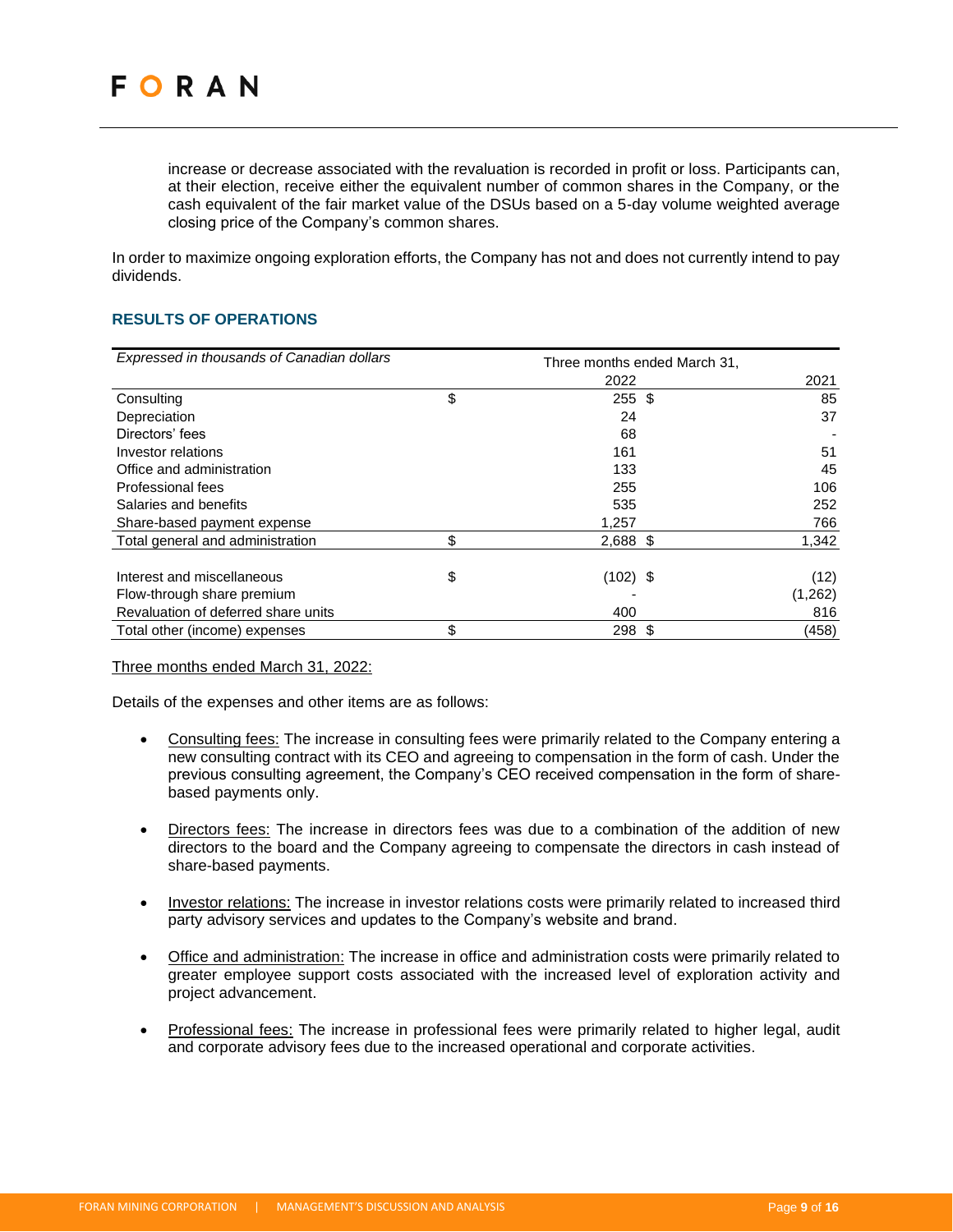increase or decrease associated with the revaluation is recorded in profit or loss. Participants can, at their election, receive either the equivalent number of common shares in the Company, or the cash equivalent of the fair market value of the DSUs based on a 5-day volume weighted average closing price of the Company's common shares.

In order to maximize ongoing exploration efforts, the Company has not and does not currently intend to pay dividends.

## RESULTS OF OPERATIONS

| *Expressed in thousands of Canadian dollars* | Three months ended March 31, | |
|---|---|---|
| | 2022 | 2021 |
| Consulting | $ 255 | $ 85 |
| Depreciation | 24 | 37 |
| Directors' fees | 68 | - |
| Investor relations | 161 | 51 |
| Office and administration | 133 | 45 |
| Professional fees | 255 | 106 |
| Salaries and benefits | 535 | 252 |
| Share-based payment expense | 1,257 | 766 |
| Total general and administration | $ 2,688 | $ 1,342 |
| | | |
| Interest and miscellaneous | $ (102) | $ (12) |
| Flow-through share premium | - | (1,262) |
| Revaluation of deferred share units | 400 | 816 |
| Total other (income) expenses | $ 298 | $ (458) |

Three months ended March 31, 2022:

Details of the expenses and other items are as follows:

- Consulting fees: The increase in consulting fees were primarily related to the Company entering a new consulting contract with its CEO and agreeing to compensation in the form of cash. Under the previous consulting agreement, the Company's CEO received compensation in the form of share-based payments only.

- Directors fees: The increase in directors fees was due to a combination of the addition of new directors to the board and the Company agreeing to compensate the directors in cash instead of share-based payments.

- Investor relations: The increase in investor relations costs were primarily related to increased third party advisory services and updates to the Company's website and brand.

- Office and administration: The increase in office and administration costs were primarily related to greater employee support costs associated with the increased level of exploration activity and project advancement.

- Professional fees: The increase in professional fees were primarily related to higher legal, audit and corporate advisory fees due to the increased operational and corporate activities.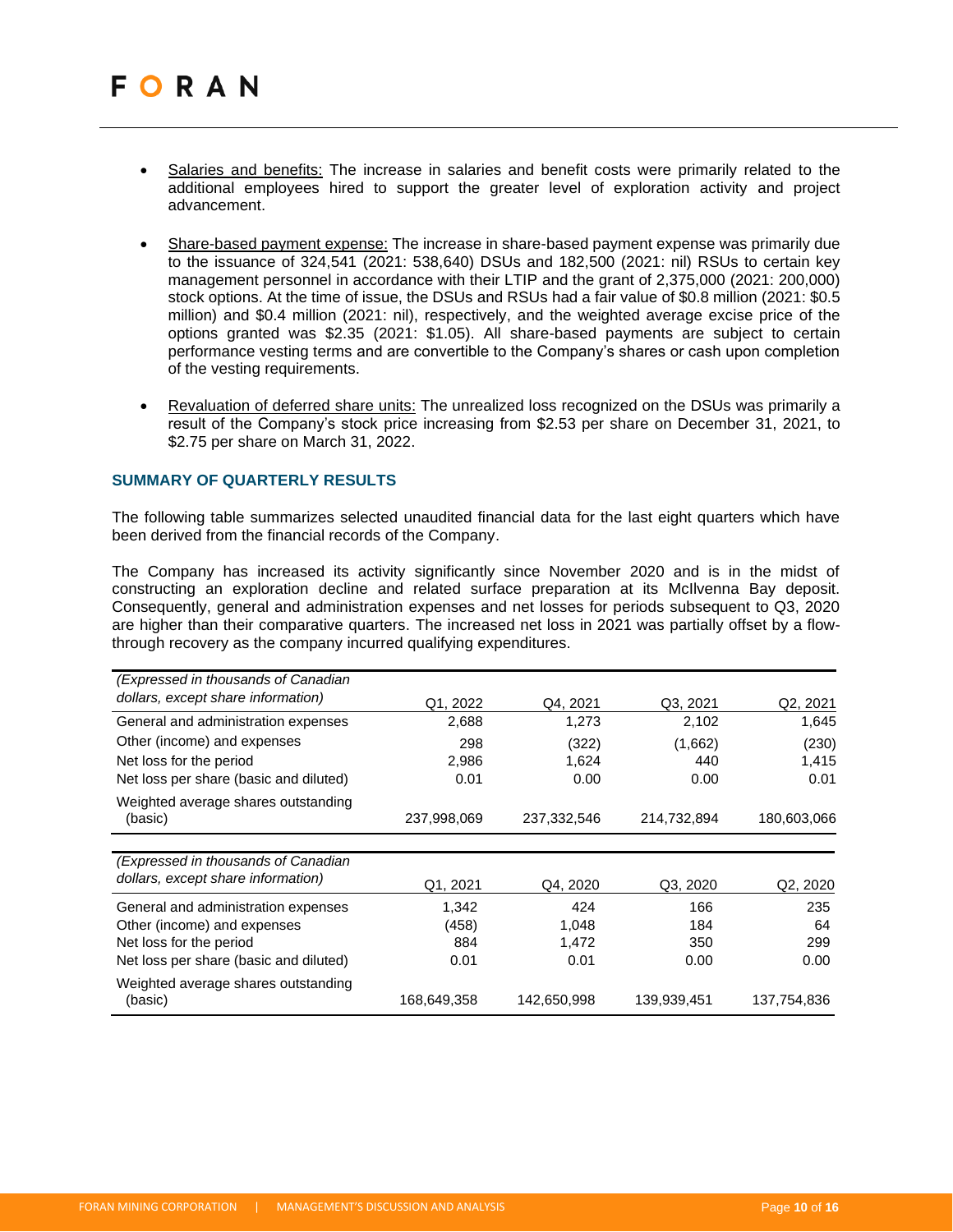- Salaries and benefits: The increase in salaries and benefit costs were primarily related to the additional employees hired to support the greater level of exploration activity and project advancement.

- Share-based payment expense: The increase in share-based payment expense was primarily due to the issuance of 324,541 (2021: 538,640) DSUs and 182,500 (2021: nil) RSUs to certain key management personnel in accordance with their LTIP and the grant of 2,375,000 (2021: 200,000) stock options. At the time of issue, the DSUs and RSUs had a fair value of $0.8 million (2021: $0.5 million) and $0.4 million (2021: nil), respectively, and the weighted average excise price of the options granted was $2.35 (2021: $1.05). All share-based payments are subject to certain performance vesting terms and are convertible to the Company's shares or cash upon completion of the vesting requirements.

- Revaluation of deferred share units: The unrealized loss recognized on the DSUs was primarily a result of the Company's stock price increasing from $2.53 per share on December 31, 2021, to $2.75 per share on March 31, 2022.

### SUMMARY OF QUARTERLY RESULTS

The following table summarizes selected unaudited financial data for the last eight quarters which have been derived from the financial records of the Company.

The Company has increased its activity significantly since November 2020 and is in the midst of constructing an exploration decline and related surface preparation at its McIlvenna Bay deposit. Consequently, general and administration expenses and net losses for periods subsequent to Q3, 2020 are higher than their comparative quarters. The increased net loss in 2021 was partially offset by a flow-through recovery as the company incurred qualifying expenditures.

| *(Expressed in thousands of Canadian dollars, except share information)* | Q1, 2022 | Q4, 2021 | Q3, 2021 | Q2, 2021 |
|---|---|---|---|---|
| General and administration expenses | 2,688 | 1,273 | 2,102 | 1,645 |
| Other (income) and expenses | 298 | (322) | (1,662) | (230) |
| Net loss for the period | 2,986 | 1,624 | 440 | 1,415 |
| Net loss per share (basic and diluted) | 0.01 | 0.00 | 0.00 | 0.01 |
| Weighted average shares outstanding (basic) | 237,998,069 | 237,332,546 | 214,732,894 | 180,603,066 |

| *(Expressed in thousands of Canadian dollars, except share information)* | Q1, 2021 | Q4, 2020 | Q3, 2020 | Q2, 2020 |
|---|---|---|---|---|
| General and administration expenses | 1,342 | 424 | 166 | 235 |
| Other (income) and expenses | (458) | 1,048 | 184 | 64 |
| Net loss for the period | 884 | 1,472 | 350 | 299 |
| Net loss per share (basic and diluted) | 0.01 | 0.01 | 0.00 | 0.00 |
| Weighted average shares outstanding (basic) | 168,649,358 | 142,650,998 | 139,939,451 | 137,754,836 |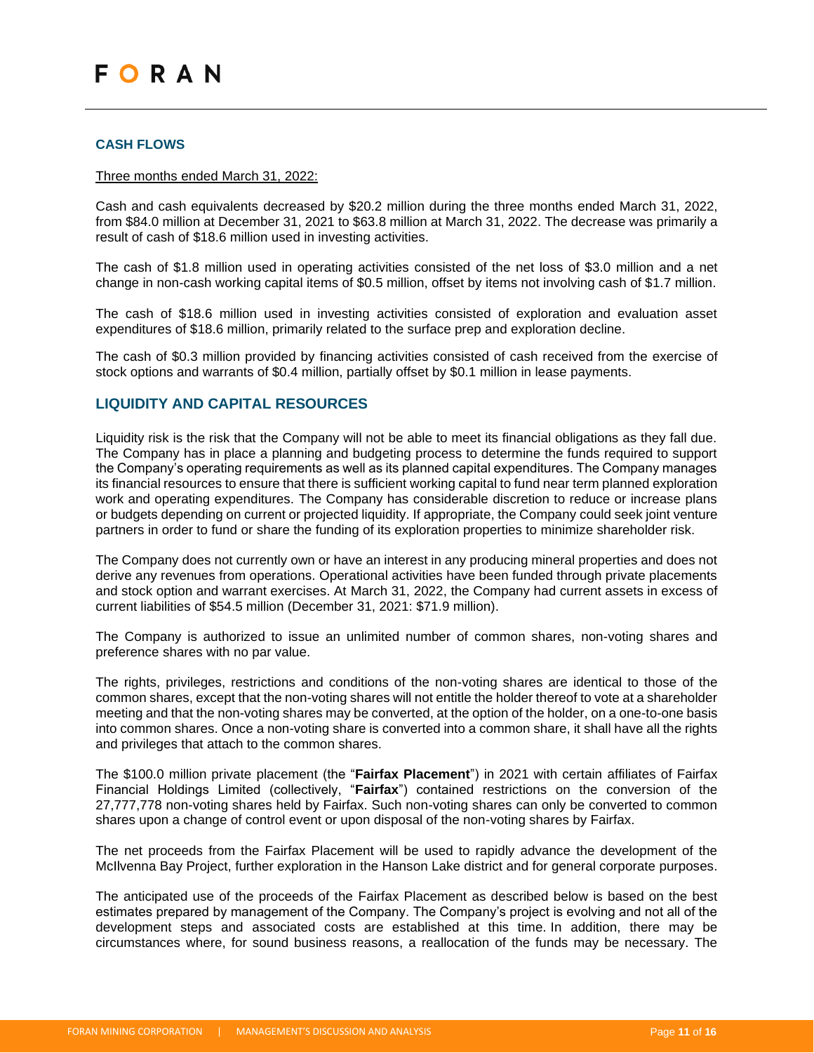## CASH FLOWS

Three months ended March 31, 2022:

Cash and cash equivalents decreased by $20.2 million during the three months ended March 31, 2022, from $84.0 million at December 31, 2021 to $63.8 million at March 31, 2022. The decrease was primarily a result of cash of $18.6 million used in investing activities.

The cash of $1.8 million used in operating activities consisted of the net loss of $3.0 million and a net change in non-cash working capital items of $0.5 million, offset by items not involving cash of $1.7 million.

The cash of $18.6 million used in investing activities consisted of exploration and evaluation asset expenditures of $18.6 million, primarily related to the surface prep and exploration decline.

The cash of $0.3 million provided by financing activities consisted of cash received from the exercise of stock options and warrants of $0.4 million, partially offset by $0.1 million in lease payments.

## LIQUIDITY AND CAPITAL RESOURCES

Liquidity risk is the risk that the Company will not be able to meet its financial obligations as they fall due. The Company has in place a planning and budgeting process to determine the funds required to support the Company's operating requirements as well as its planned capital expenditures. The Company manages its financial resources to ensure that there is sufficient working capital to fund near term planned exploration work and operating expenditures. The Company has considerable discretion to reduce or increase plans or budgets depending on current or projected liquidity. If appropriate, the Company could seek joint venture partners in order to fund or share the funding of its exploration properties to minimize shareholder risk.

The Company does not currently own or have an interest in any producing mineral properties and does not derive any revenues from operations. Operational activities have been funded through private placements and stock option and warrant exercises. At March 31, 2022, the Company had current assets in excess of current liabilities of $54.5 million (December 31, 2021: $71.9 million).

The Company is authorized to issue an unlimited number of common shares, non-voting shares and preference shares with no par value.

The rights, privileges, restrictions and conditions of the non-voting shares are identical to those of the common shares, except that the non-voting shares will not entitle the holder thereof to vote at a shareholder meeting and that the non-voting shares may be converted, at the option of the holder, on a one-to-one basis into common shares. Once a non-voting share is converted into a common share, it shall have all the rights and privileges that attach to the common shares.

The $100.0 million private placement (the "**Fairfax Placement**") in 2021 with certain affiliates of Fairfax Financial Holdings Limited (collectively, "**Fairfax**") contained restrictions on the conversion of the 27,777,778 non-voting shares held by Fairfax. Such non-voting shares can only be converted to common shares upon a change of control event or upon disposal of the non-voting shares by Fairfax.

The net proceeds from the Fairfax Placement will be used to rapidly advance the development of the McIlvenna Bay Project, further exploration in the Hanson Lake district and for general corporate purposes.

The anticipated use of the proceeds of the Fairfax Placement as described below is based on the best estimates prepared by management of the Company. The Company's project is evolving and not all of the development steps and associated costs are established at this time. In addition, there may be circumstances where, for sound business reasons, a reallocation of the funds may be necessary. The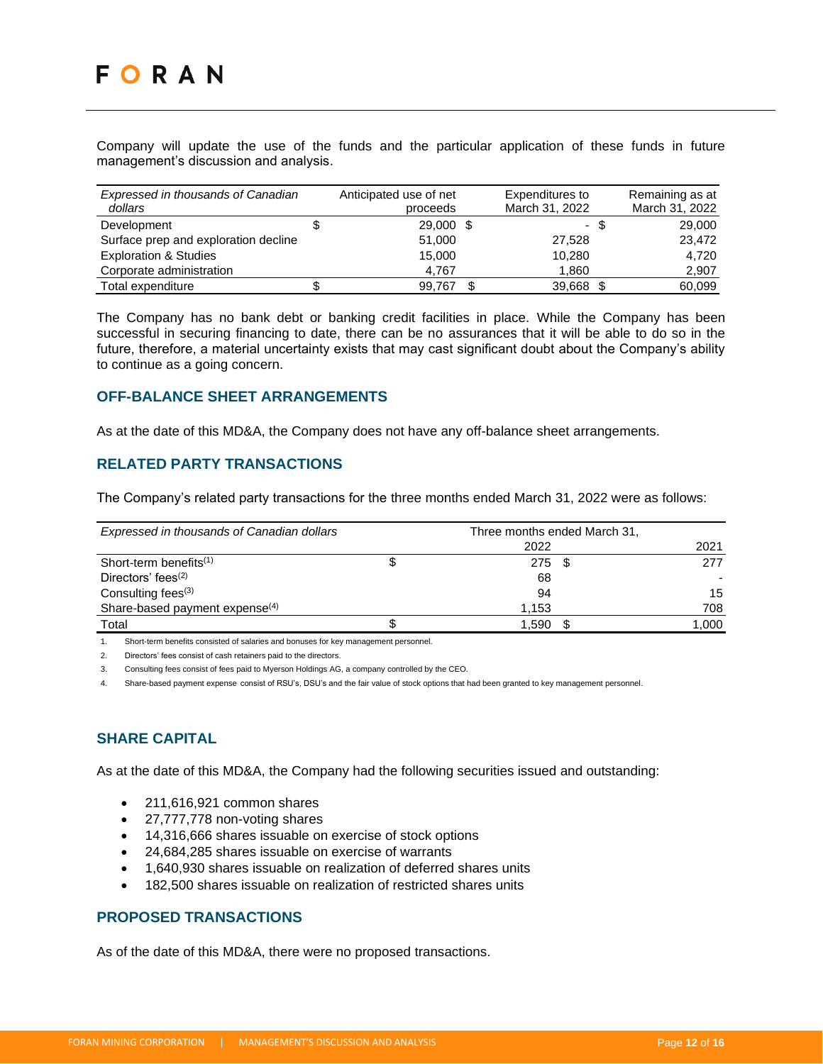Company will update the use of the funds and the particular application of these funds in future management's discussion and analysis.

| *Expressed in thousands of Canadian dollars* | Anticipated use of net proceeds | Expenditures to March 31, 2022 | Remaining as at March 31, 2022 |
|---|---|---|---|
| Development | $ 29,000 | $ - | $ 29,000 |
| Surface prep and exploration decline | 51,000 | 27,528 | 23,472 |
| Exploration & Studies | 15,000 | 10,280 | 4,720 |
| Corporate administration | 4,767 | 1,860 | 2,907 |
| Total expenditure | $ 99,767 | $ 39,668 | $ 60,099 |

The Company has no bank debt or banking credit facilities in place. While the Company has been successful in securing financing to date, there can be no assurances that it will be able to do so in the future, therefore, a material uncertainty exists that may cast significant doubt about the Company's ability to continue as a going concern.

## OFF-BALANCE SHEET ARRANGEMENTS

As at the date of this MD&A, the Company does not have any off-balance sheet arrangements.

## RELATED PARTY TRANSACTIONS

The Company's related party transactions for the three months ended March 31, 2022 were as follows:

| *Expressed in thousands of Canadian dollars* | Three months ended March 31, | |
|---|---|---|
| | 2022 | 2021 |
| Short-term benefits[1] | $ 275 | $ 277 |
| Directors' fees[2] | 68 | - |
| Consulting fees[3] | 94 | 15 |
| Share-based payment expense[4] | 1,153 | 708 |
| Total | $ 1,590 | $ 1,000 |

1. Short-term benefits consisted of salaries and bonuses for key management personnel.
2. Directors' fees consist of cash retainers paid to the directors.
3. Consulting fees consist of fees paid to Myerson Holdings AG, a company controlled by the CEO.
4. Share-based payment expense consist of RSU's, DSU's and the fair value of stock options that had been granted to key management personnel.

## SHARE CAPITAL

As at the date of this MD&A, the Company had the following securities issued and outstanding:

- 211,616,921 common shares
- 27,777,778 non-voting shares
- 14,316,666 shares issuable on exercise of stock options
- 24,684,285 shares issuable on exercise of warrants
- 1,640,930 shares issuable on realization of deferred shares units
- 182,500 shares issuable on realization of restricted shares units

## PROPOSED TRANSACTIONS

As of the date of this MD&A, there were no proposed transactions.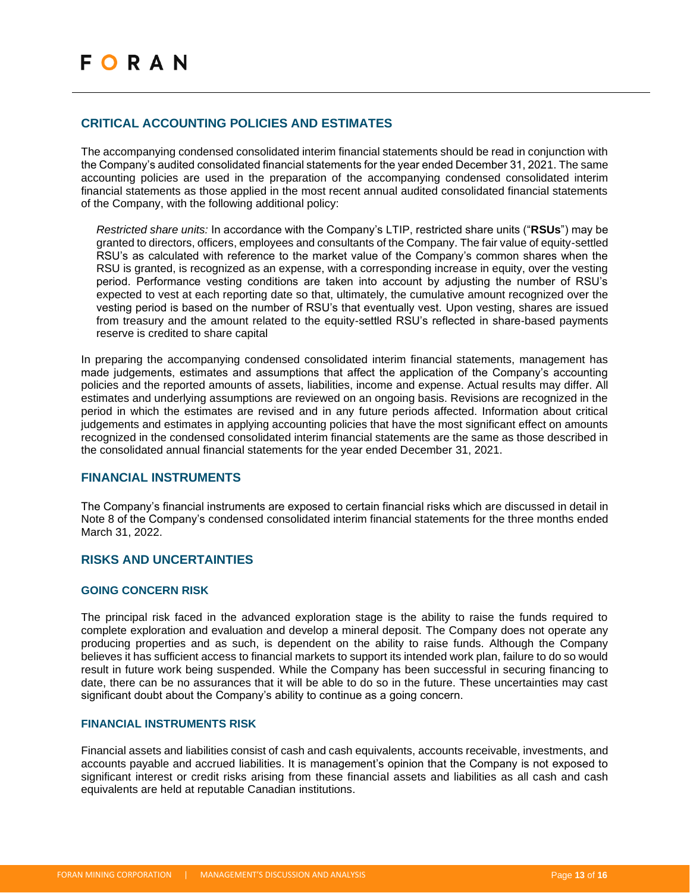## CRITICAL ACCOUNTING POLICIES AND ESTIMATES

The accompanying condensed consolidated interim financial statements should be read in conjunction with the Company's audited consolidated financial statements for the year ended December 31, 2021. The same accounting policies are used in the preparation of the accompanying condensed consolidated interim financial statements as those applied in the most recent annual audited consolidated financial statements of the Company, with the following additional policy:

*Restricted share units:* In accordance with the Company's LTIP, restricted share units ("**RSUs**") may be granted to directors, officers, employees and consultants of the Company. The fair value of equity-settled RSU's as calculated with reference to the market value of the Company's common shares when the RSU is granted, is recognized as an expense, with a corresponding increase in equity, over the vesting period. Performance vesting conditions are taken into account by adjusting the number of RSU's expected to vest at each reporting date so that, ultimately, the cumulative amount recognized over the vesting period is based on the number of RSU's that eventually vest. Upon vesting, shares are issued from treasury and the amount related to the equity-settled RSU's reflected in share-based payments reserve is credited to share capital

In preparing the accompanying condensed consolidated interim financial statements, management has made judgements, estimates and assumptions that affect the application of the Company's accounting policies and the reported amounts of assets, liabilities, income and expense. Actual results may differ. All estimates and underlying assumptions are reviewed on an ongoing basis. Revisions are recognized in the period in which the estimates are revised and in any future periods affected. Information about critical judgements and estimates in applying accounting policies that have the most significant effect on amounts recognized in the condensed consolidated interim financial statements are the same as those described in the consolidated annual financial statements for the year ended December 31, 2021.

## FINANCIAL INSTRUMENTS

The Company's financial instruments are exposed to certain financial risks which are discussed in detail in Note 8 of the Company's condensed consolidated interim financial statements for the three months ended March 31, 2022.

## RISKS AND UNCERTAINTIES

### GOING CONCERN RISK

The principal risk faced in the advanced exploration stage is the ability to raise the funds required to complete exploration and evaluation and develop a mineral deposit. The Company does not operate any producing properties and as such, is dependent on the ability to raise funds. Although the Company believes it has sufficient access to financial markets to support its intended work plan, failure to do so would result in future work being suspended. While the Company has been successful in securing financing to date, there can be no assurances that it will be able to do so in the future. These uncertainties may cast significant doubt about the Company's ability to continue as a going concern.

### FINANCIAL INSTRUMENTS RISK

Financial assets and liabilities consist of cash and cash equivalents, accounts receivable, investments, and accounts payable and accrued liabilities. It is management's opinion that the Company is not exposed to significant interest or credit risks arising from these financial assets and liabilities as all cash and cash equivalents are held at reputable Canadian institutions.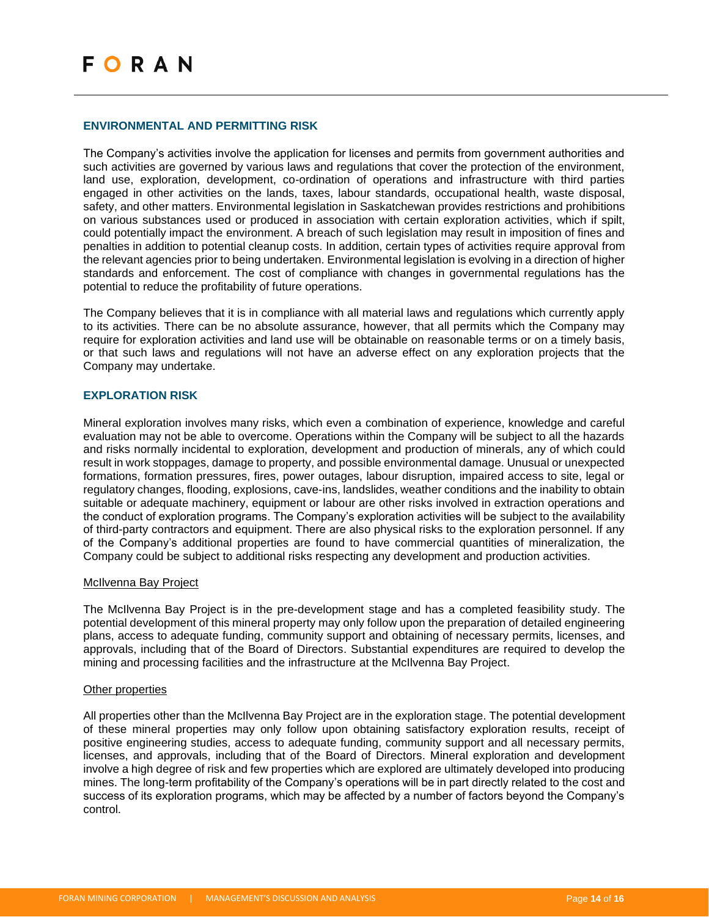## ENVIRONMENTAL AND PERMITTING RISK

The Company's activities involve the application for licenses and permits from government authorities and such activities are governed by various laws and regulations that cover the protection of the environment, land use, exploration, development, co-ordination of operations and infrastructure with third parties engaged in other activities on the lands, taxes, labour standards, occupational health, waste disposal, safety, and other matters. Environmental legislation in Saskatchewan provides restrictions and prohibitions on various substances used or produced in association with certain exploration activities, which if spilt, could potentially impact the environment. A breach of such legislation may result in imposition of fines and penalties in addition to potential cleanup costs. In addition, certain types of activities require approval from the relevant agencies prior to being undertaken. Environmental legislation is evolving in a direction of higher standards and enforcement. The cost of compliance with changes in governmental regulations has the potential to reduce the profitability of future operations.

The Company believes that it is in compliance with all material laws and regulations which currently apply to its activities. There can be no absolute assurance, however, that all permits which the Company may require for exploration activities and land use will be obtainable on reasonable terms or on a timely basis, or that such laws and regulations will not have an adverse effect on any exploration projects that the Company may undertake.

## EXPLORATION RISK

Mineral exploration involves many risks, which even a combination of experience, knowledge and careful evaluation may not be able to overcome. Operations within the Company will be subject to all the hazards and risks normally incidental to exploration, development and production of minerals, any of which could result in work stoppages, damage to property, and possible environmental damage. Unusual or unexpected formations, formation pressures, fires, power outages, labour disruption, impaired access to site, legal or regulatory changes, flooding, explosions, cave-ins, landslides, weather conditions and the inability to obtain suitable or adequate machinery, equipment or labour are other risks involved in extraction operations and the conduct of exploration programs. The Company's exploration activities will be subject to the availability of third-party contractors and equipment. There are also physical risks to the exploration personnel. If any of the Company's additional properties are found to have commercial quantities of mineralization, the Company could be subject to additional risks respecting any development and production activities.

### McIlvenna Bay Project

The McIlvenna Bay Project is in the pre-development stage and has a completed feasibility study. The potential development of this mineral property may only follow upon the preparation of detailed engineering plans, access to adequate funding, community support and obtaining of necessary permits, licenses, and approvals, including that of the Board of Directors. Substantial expenditures are required to develop the mining and processing facilities and the infrastructure at the McIlvenna Bay Project.

### Other properties

All properties other than the McIlvenna Bay Project are in the exploration stage. The potential development of these mineral properties may only follow upon obtaining satisfactory exploration results, receipt of positive engineering studies, access to adequate funding, community support and all necessary permits, licenses, and approvals, including that of the Board of Directors. Mineral exploration and development involve a high degree of risk and few properties which are explored are ultimately developed into producing mines. The long-term profitability of the Company's operations will be in part directly related to the cost and success of its exploration programs, which may be affected by a number of factors beyond the Company's control.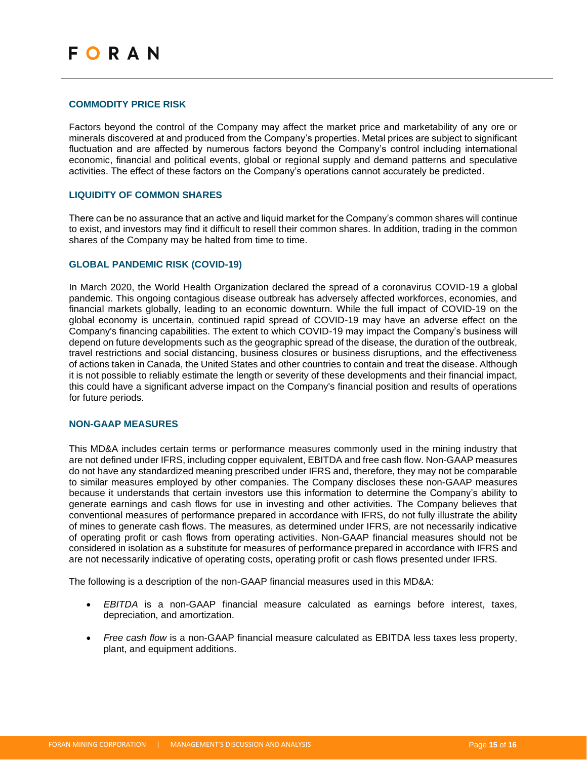### COMMODITY PRICE RISK

Factors beyond the control of the Company may affect the market price and marketability of any ore or minerals discovered at and produced from the Company's properties. Metal prices are subject to significant fluctuation and are affected by numerous factors beyond the Company's control including international economic, financial and political events, global or regional supply and demand patterns and speculative activities. The effect of these factors on the Company's operations cannot accurately be predicted.

### LIQUIDITY OF COMMON SHARES

There can be no assurance that an active and liquid market for the Company's common shares will continue to exist, and investors may find it difficult to resell their common shares. In addition, trading in the common shares of the Company may be halted from time to time.

### GLOBAL PANDEMIC RISK (COVID-19)

In March 2020, the World Health Organization declared the spread of a coronavirus COVID-19 a global pandemic. This ongoing contagious disease outbreak has adversely affected workforces, economies, and financial markets globally, leading to an economic downturn. While the full impact of COVID-19 on the global economy is uncertain, continued rapid spread of COVID-19 may have an adverse effect on the Company's financing capabilities. The extent to which COVID-19 may impact the Company's business will depend on future developments such as the geographic spread of the disease, the duration of the outbreak, travel restrictions and social distancing, business closures or business disruptions, and the effectiveness of actions taken in Canada, the United States and other countries to contain and treat the disease. Although it is not possible to reliably estimate the length or severity of these developments and their financial impact, this could have a significant adverse impact on the Company's financial position and results of operations for future periods.

### NON-GAAP MEASURES

This MD&A includes certain terms or performance measures commonly used in the mining industry that are not defined under IFRS, including copper equivalent, EBITDA and free cash flow. Non-GAAP measures do not have any standardized meaning prescribed under IFRS and, therefore, they may not be comparable to similar measures employed by other companies. The Company discloses these non-GAAP measures because it understands that certain investors use this information to determine the Company's ability to generate earnings and cash flows for use in investing and other activities. The Company believes that conventional measures of performance prepared in accordance with IFRS, do not fully illustrate the ability of mines to generate cash flows. The measures, as determined under IFRS, are not necessarily indicative of operating profit or cash flows from operating activities. Non-GAAP financial measures should not be considered in isolation as a substitute for measures of performance prepared in accordance with IFRS and are not necessarily indicative of operating costs, operating profit or cash flows presented under IFRS.

The following is a description of the non-GAAP financial measures used in this MD&A:

- *EBITDA* is a non-GAAP financial measure calculated as earnings before interest, taxes, depreciation, and amortization.
- *Free cash flow* is a non-GAAP financial measure calculated as EBITDA less taxes less property, plant, and equipment additions.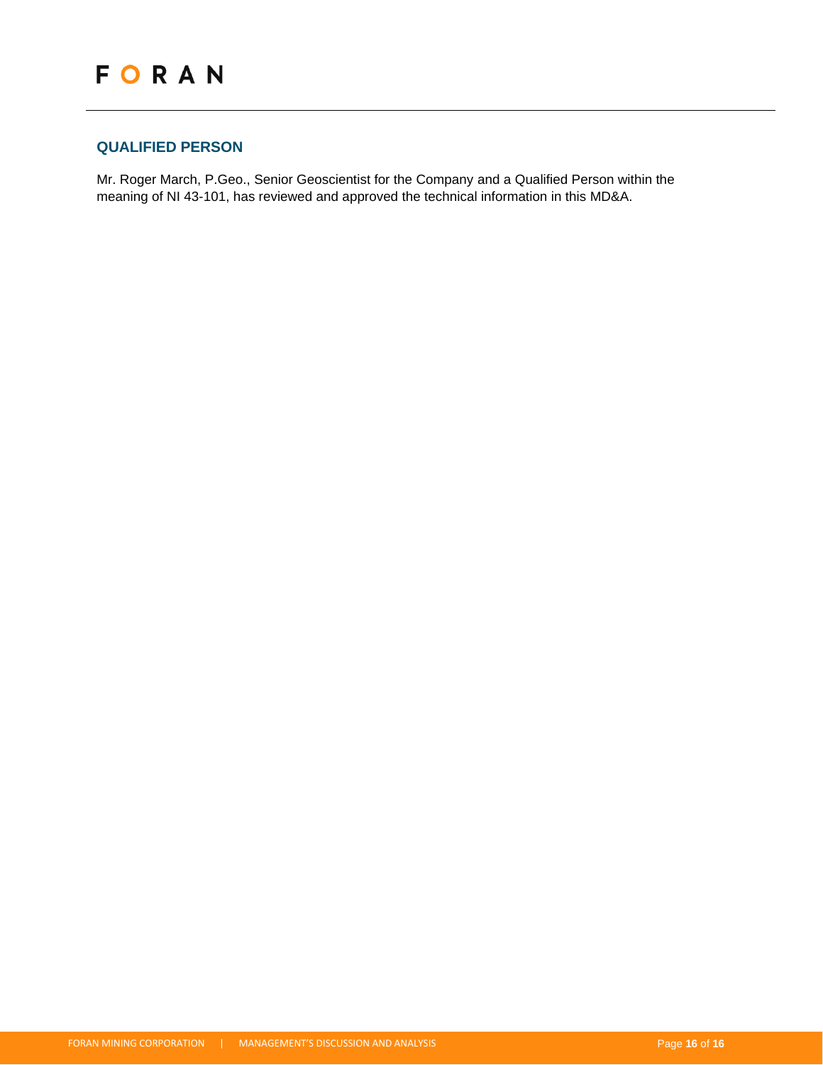## QUALIFIED PERSON

Mr. Roger March, P.Geo., Senior Geoscientist for the Company and a Qualified Person within the meaning of NI 43-101, has reviewed and approved the technical information in this MD&A.